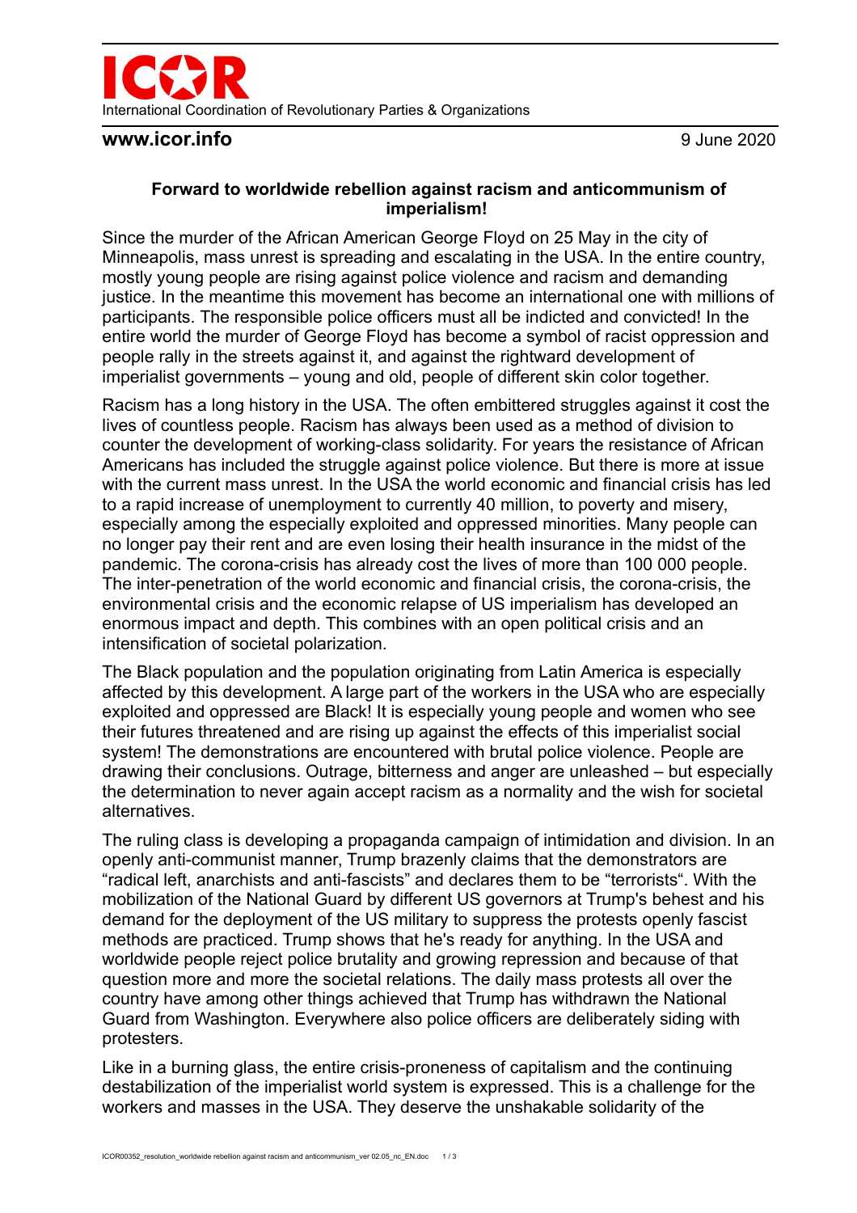ICOR

International Coordination of Revolutionary Parties & Organizations

**www.icor.info** 9 June 2020

**Forward to worldwide rebellion against racism and anticommunism of imperialism!**

Since the murder of the African American George Floyd on 25 May in the city of Minneapolis, mass unrest is spreading and escalating in the USA. In the entire country, mostly young people are rising against police violence and racism and demanding justice. In the meantime this movement has become an international one with millions of participants. The responsible police officers must all be indicted and convicted! In the entire world the murder of George Floyd has become a symbol of racist oppression and people rally in the streets against it, and against the rightward development of imperialist governments – young and old, people of different skin color together.

Racism has a long history in the USA. The often embittered struggles against it cost the lives of countless people. Racism has always been used as a method of division to counter the development of working-class solidarity. For years the resistance of African Americans has included the struggle against police violence. But there is more at issue with the current mass unrest. In the USA the world economic and financial crisis has led to a rapid increase of unemployment to currently 40 million, to poverty and misery, especially among the especially exploited and oppressed minorities. Many people can no longer pay their rent and are even losing their health insurance in the midst of the pandemic. The corona-crisis has already cost the lives of more than 100 000 people. The inter-penetration of the world economic and financial crisis, the corona-crisis, the environmental crisis and the economic relapse of US imperialism has developed an enormous impact and depth. This combines with an open political crisis and an intensification of societal polarization.

The Black population and the population originating from Latin America is especially affected by this development. A large part of the workers in the USA who are especially exploited and oppressed are Black! It is especially young people and women who see their futures threatened and are rising up against the effects of this imperialist social system! The demonstrations are encountered with brutal police violence. People are drawing their conclusions. Outrage, bitterness and anger are unleashed – but especially the determination to never again accept racism as a normality and the wish for societal alternatives.

The ruling class is developing a propaganda campaign of intimidation and division. In an openly anti-communist manner, Trump brazenly claims that the demonstrators are "radical left, anarchists and anti-fascists" and declares them to be "terrorists". With the mobilization of the National Guard by different US governors at Trump's behest and his demand for the deployment of the US military to suppress the protests openly fascist methods are practiced. Trump shows that he's ready for anything. In the USA and worldwide people reject police brutality and growing repression and because of that question more and more the societal relations. The daily mass protests all over the country have among other things achieved that Trump has withdrawn the National Guard from Washington. Everywhere also police officers are deliberately siding with protesters.

Like in a burning glass, the entire crisis-proneness of capitalism and the continuing destabilization of the imperialist world system is expressed. This is a challenge for the workers and masses in the USA. They deserve the unshakable solidarity of the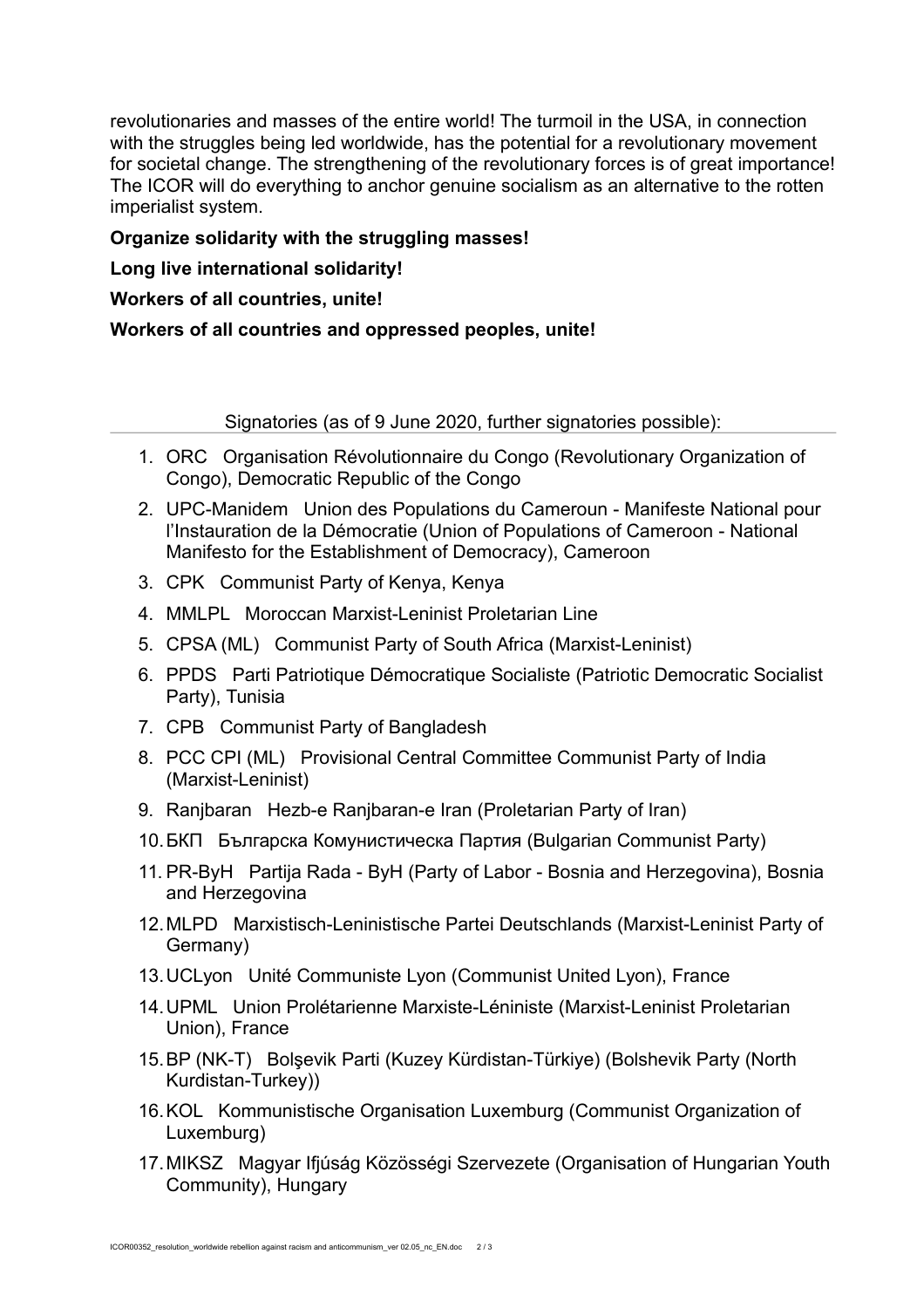revolutionaries and masses of the entire world! The turmoil in the USA, in connection with the struggles being led worldwide, has the potential for a revolutionary movement for societal change. The strengthening of the revolutionary forces is of great importance! The ICOR will do everything to anchor genuine socialism as an alternative to the rotten imperialist system.

**Organize solidarity with the struggling masses!**

**Long live international solidarity!**

**Workers of all countries, unite!**

**Workers of all countries and oppressed peoples, unite!**

Signatories (as of 9 June 2020, further signatories possible):

1. ORC Organisation Révolutionnaire du Congo (Revolutionary Organization of Congo), Democratic Republic of the Congo
2. UPC-Manidem Union des Populations du Cameroun - Manifeste National pour l'Instauration de la Démocratie (Union of Populations of Cameroon - National Manifesto for the Establishment of Democracy), Cameroon
3. CPK Communist Party of Kenya, Kenya
4. MMLPL Moroccan Marxist-Leninist Proletarian Line
5. CPSA (ML) Communist Party of South Africa (Marxist-Leninist)
6. PPDS Parti Patriotique Démocratique Socialiste (Patriotic Democratic Socialist Party), Tunisia
7. CPB Communist Party of Bangladesh
8. PCC CPI (ML) Provisional Central Committee Communist Party of India (Marxist-Leninist)
9. Ranjbaran Hezb-e Ranjbaran-e Iran (Proletarian Party of Iran)
10. БКП Българска Комунистическа Партия (Bulgarian Communist Party)
11. PR-ByH Partija Rada - ByH (Party of Labor - Bosnia and Herzegovina), Bosnia and Herzegovina
12. MLPD Marxistisch-Leninistische Partei Deutschlands (Marxist-Leninist Party of Germany)
13. UCLyon Unité Communiste Lyon (Communist United Lyon), France
14. UPML Union Prolétarienne Marxiste-Léniniste (Marxist-Leninist Proletarian Union), France
15. BP (NK-T) Bolşevik Parti (Kuzey Kürdistan-Türkiye) (Bolshevik Party (North Kurdistan-Turkey))
16. KOL Kommunistische Organisation Luxemburg (Communist Organization of Luxemburg)
17. MIKSZ Magyar Ifjúság Közösségi Szervezete (Organisation of Hungarian Youth Community), Hungary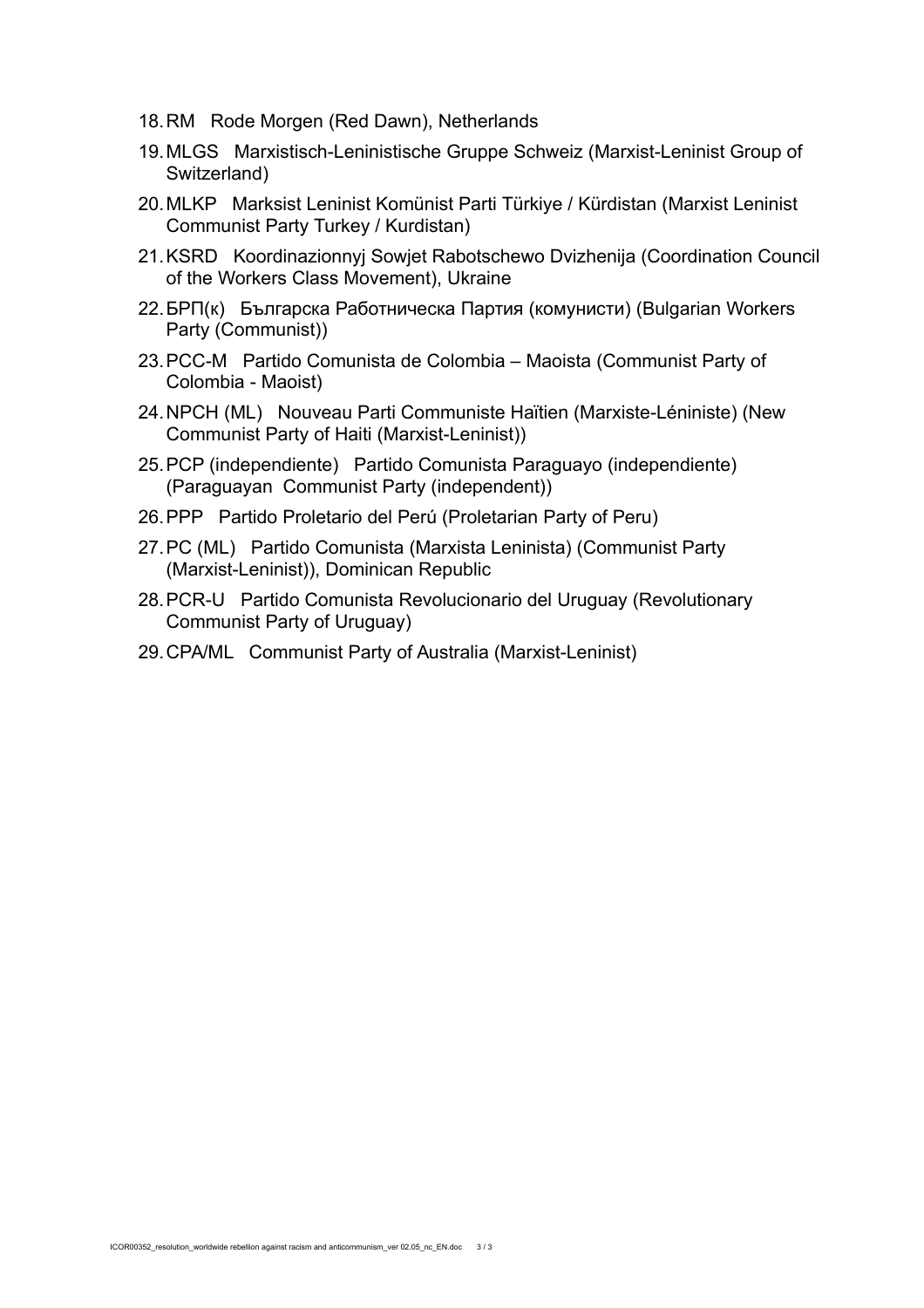18. RM   Rode Morgen (Red Dawn), Netherlands
19. MLGS   Marxistisch-Leninistische Gruppe Schweiz (Marxist-Leninist Group of Switzerland)
20. MLKP   Marksist Leninist Komünist Parti Türkiye / Kürdistan (Marxist Leninist Communist Party Turkey / Kurdistan)
21. KSRD   Koordinazionnyj Sowjet Rabotschewo Dvizhenija (Coordination Council of the Workers Class Movement), Ukraine
22. БРП(к)   Българска Работническа Партия (комунисти) (Bulgarian Workers Party (Communist))
23. PCC-M   Partido Comunista de Colombia – Maoista (Communist Party of Colombia - Maoist)
24. NPCH (ML)   Nouveau Parti Communiste Haïtien (Marxiste-Léniniste) (New Communist Party of Haiti (Marxist-Leninist))
25. PCP (independiente)   Partido Comunista Paraguayo (independiente) (Paraguayan  Communist Party (independent))
26. PPP   Partido Proletario del Perú (Proletarian Party of Peru)
27. PC (ML)   Partido Comunista (Marxista Leninista) (Communist Party (Marxist-Leninist)), Dominican Republic
28. PCR-U   Partido Comunista Revolucionario del Uruguay (Revolutionary Communist Party of Uruguay)
29. CPA/ML   Communist Party of Australia (Marxist-Leninist)